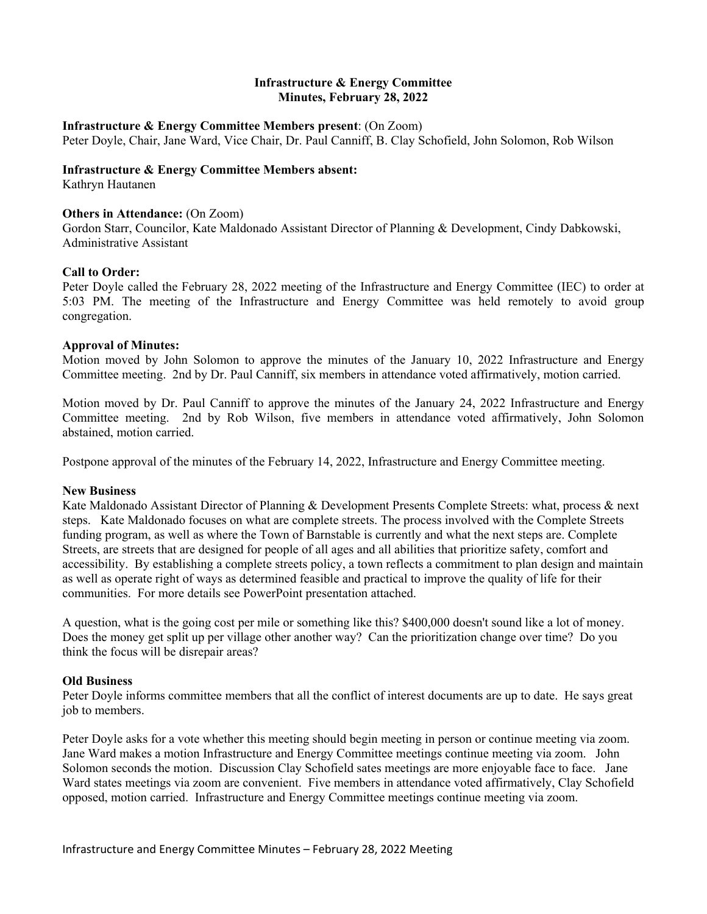# Infrastructure & Energy Committee
## Minutes, February 28, 2022

**Infrastructure & Energy Committee Members present**: (On Zoom)
Peter Doyle, Chair, Jane Ward, Vice Chair, Dr. Paul Canniff, B. Clay Schofield, John Solomon, Rob Wilson

**Infrastructure & Energy Committee Members absent:**
Kathryn Hautanen

**Others in Attendance:** (On Zoom)
Gordon Starr, Councilor, Kate Maldonado Assistant Director of Planning & Development, Cindy Dabkowski, Administrative Assistant

**Call to Order:**
Peter Doyle called the February 28, 2022 meeting of the Infrastructure and Energy Committee (IEC) to order at 5:03 PM. The meeting of the Infrastructure and Energy Committee was held remotely to avoid group congregation.

**Approval of Minutes:**
Motion moved by John Solomon to approve the minutes of the January 10, 2022 Infrastructure and Energy Committee meeting. 2nd by Dr. Paul Canniff, six members in attendance voted affirmatively, motion carried.

Motion moved by Dr. Paul Canniff to approve the minutes of the January 24, 2022 Infrastructure and Energy Committee meeting. 2nd by Rob Wilson, five members in attendance voted affirmatively, John Solomon abstained, motion carried.

Postpone approval of the minutes of the February 14, 2022, Infrastructure and Energy Committee meeting.

**New Business**
Kate Maldonado Assistant Director of Planning & Development Presents Complete Streets: what, process & next steps. Kate Maldonado focuses on what are complete streets. The process involved with the Complete Streets funding program, as well as where the Town of Barnstable is currently and what the next steps are. Complete Streets, are streets that are designed for people of all ages and all abilities that prioritize safety, comfort and accessibility. By establishing a complete streets policy, a town reflects a commitment to plan design and maintain as well as operate right of ways as determined feasible and practical to improve the quality of life for their communities. For more details see PowerPoint presentation attached.

A question, what is the going cost per mile or something like this? $400,000 doesn't sound like a lot of money. Does the money get split up per village other another way? Can the prioritization change over time? Do you think the focus will be disrepair areas?

**Old Business**
Peter Doyle informs committee members that all the conflict of interest documents are up to date. He says great job to members.

Peter Doyle asks for a vote whether this meeting should begin meeting in person or continue meeting via zoom. Jane Ward makes a motion Infrastructure and Energy Committee meetings continue meeting via zoom. John Solomon seconds the motion. Discussion Clay Schofield sates meetings are more enjoyable face to face. Jane Ward states meetings via zoom are convenient. Five members in attendance voted affirmatively, Clay Schofield opposed, motion carried. Infrastructure and Energy Committee meetings continue meeting via zoom.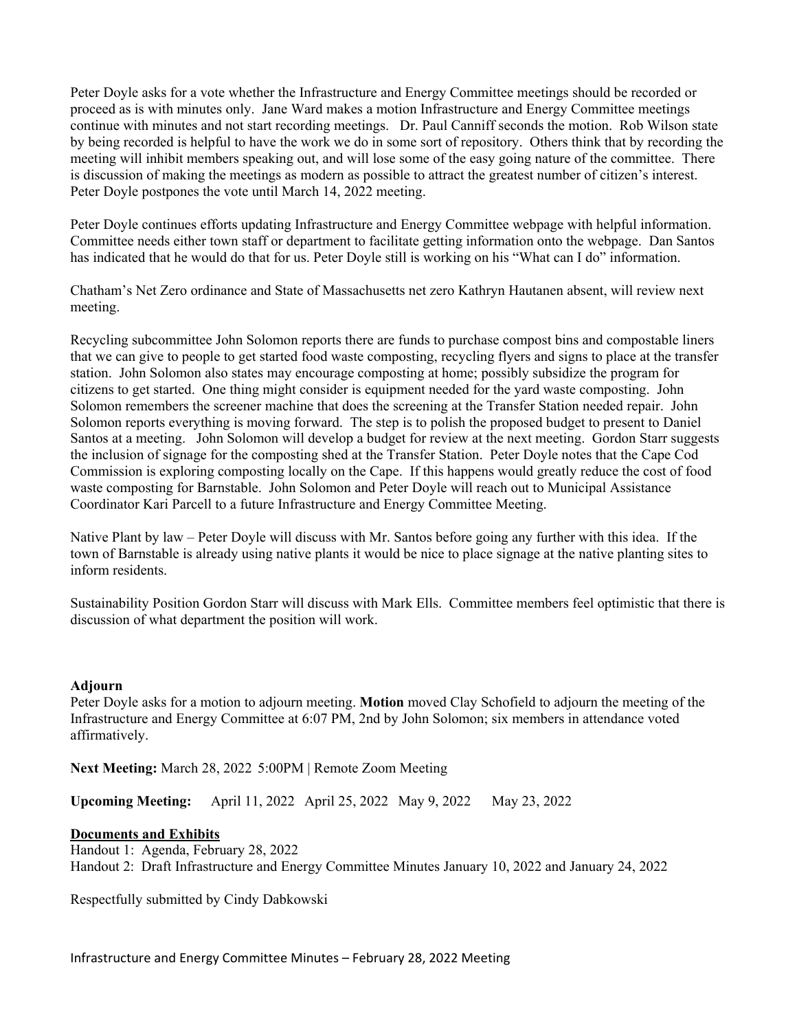Peter Doyle asks for a vote whether the Infrastructure and Energy Committee meetings should be recorded or proceed as is with minutes only. Jane Ward makes a motion Infrastructure and Energy Committee meetings continue with minutes and not start recording meetings. Dr. Paul Canniff seconds the motion. Rob Wilson state by being recorded is helpful to have the work we do in some sort of repository. Others think that by recording the meeting will inhibit members speaking out, and will lose some of the easy going nature of the committee. There is discussion of making the meetings as modern as possible to attract the greatest number of citizen's interest. Peter Doyle postpones the vote until March 14, 2022 meeting.

Peter Doyle continues efforts updating Infrastructure and Energy Committee webpage with helpful information. Committee needs either town staff or department to facilitate getting information onto the webpage. Dan Santos has indicated that he would do that for us. Peter Doyle still is working on his "What can I do" information.

Chatham's Net Zero ordinance and State of Massachusetts net zero Kathryn Hautanen absent, will review next meeting.

Recycling subcommittee John Solomon reports there are funds to purchase compost bins and compostable liners that we can give to people to get started food waste composting, recycling flyers and signs to place at the transfer station. John Solomon also states may encourage composting at home; possibly subsidize the program for citizens to get started. One thing might consider is equipment needed for the yard waste composting. John Solomon remembers the screener machine that does the screening at the Transfer Station needed repair. John Solomon reports everything is moving forward. The step is to polish the proposed budget to present to Daniel Santos at a meeting. John Solomon will develop a budget for review at the next meeting. Gordon Starr suggests the inclusion of signage for the composting shed at the Transfer Station. Peter Doyle notes that the Cape Cod Commission is exploring composting locally on the Cape. If this happens would greatly reduce the cost of food waste composting for Barnstable. John Solomon and Peter Doyle will reach out to Municipal Assistance Coordinator Kari Parcell to a future Infrastructure and Energy Committee Meeting.

Native Plant by law – Peter Doyle will discuss with Mr. Santos before going any further with this idea. If the town of Barnstable is already using native plants it would be nice to place signage at the native planting sites to inform residents.

Sustainability Position Gordon Starr will discuss with Mark Ells. Committee members feel optimistic that there is discussion of what department the position will work.

**Adjourn**

Peter Doyle asks for a motion to adjourn meeting. **Motion** moved Clay Schofield to adjourn the meeting of the Infrastructure and Energy Committee at 6:07 PM, 2nd by John Solomon; six members in attendance voted affirmatively.

**Next Meeting:** March 28, 2022 5:00PM | Remote Zoom Meeting

**Upcoming Meeting:** April 11, 2022 April 25, 2022 May 9, 2022 May 23, 2022

**Documents and Exhibits**

Handout 1: Agenda, February 28, 2022
Handout 2: Draft Infrastructure and Energy Committee Minutes January 10, 2022 and January 24, 2022

Respectfully submitted by Cindy Dabkowski